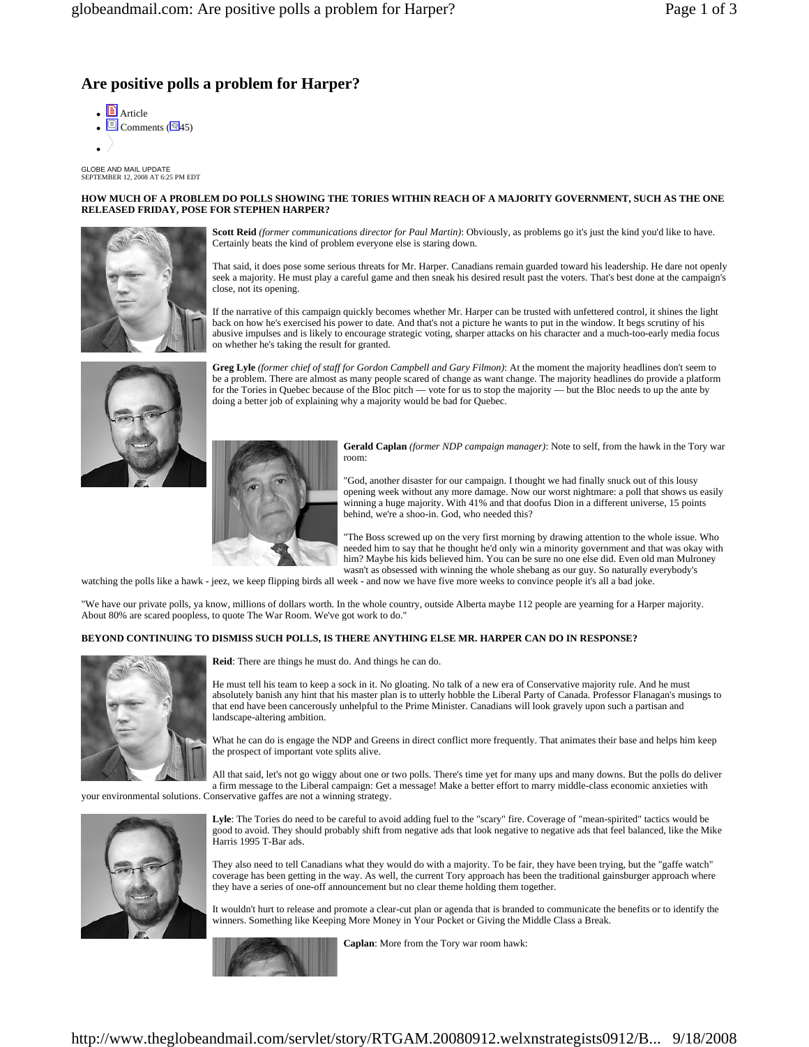# Are positive polls a problem for Harper?

- Article
- Comments (45)

GLOBE AND MAIL UPDATE
SEPTEMBER 12, 2008 AT 6:25 PM EDT

**HOW MUCH OF A PROBLEM DO POLLS SHOWING THE TORIES WITHIN REACH OF A MAJORITY GOVERNMENT, SUCH AS THE ONE RELEASED FRIDAY, POSE FOR STEPHEN HARPER?**

**Scott Reid** *(former communications director for Paul Martin)*: Obviously, as problems go it's just the kind you'd like to have. Certainly beats the kind of problem everyone else is staring down.

That said, it does pose some serious threats for Mr. Harper. Canadians remain guarded toward his leadership. He dare not openly seek a majority. He must play a careful game and then sneak his desired result past the voters. That's best done at the campaign's close, not its opening.

If the narrative of this campaign quickly becomes whether Mr. Harper can be trusted with unfettered control, it shines the light back on how he's exercised his power to date. And that's not a picture he wants to put in the window. It begs scrutiny of his abusive impulses and is likely to encourage strategic voting, sharper attacks on his character and a much-too-early media focus on whether he's taking the result for granted.

**Greg Lyle** *(former chief of staff for Gordon Campbell and Gary Filmon)*: At the moment the majority headlines don't seem to be a problem. There are almost as many people scared of change as want change. The majority headlines do provide a platform for the Tories in Quebec because of the Bloc pitch — vote for us to stop the majority — but the Bloc needs to up the ante by doing a better job of explaining why a majority would be bad for Quebec.

**Gerald Caplan** *(former NDP campaign manager)*: Note to self, from the hawk in the Tory war room:

"God, another disaster for our campaign. I thought we had finally snuck out of this lousy opening week without any more damage. Now our worst nightmare: a poll that shows us easily winning a huge majority. With 41% and that doofus Dion in a different universe, 15 points behind, we're a shoo-in. God, who needed this?

"The Boss screwed up on the very first morning by drawing attention to the whole issue. Who needed him to say that he thought he'd only win a minority government and that was okay with him? Maybe his kids believed him. You can be sure no one else did. Even old man Mulroney wasn't as obsessed with winning the whole shebang as our guy. So naturally everybody's watching the polls like a hawk - jeez, we keep flipping birds all week - and now we have five more weeks to convince people it's all a bad joke.

"We have our private polls, ya know, millions of dollars worth. In the whole country, outside Alberta maybe 112 people are yearning for a Harper majority. About 80% are scared poopless, to quote The War Room. We've got work to do."

**BEYOND CONTINUING TO DISMISS SUCH POLLS, IS THERE ANYTHING ELSE MR. HARPER CAN DO IN RESPONSE?**

**Reid**: There are things he must do. And things he can do.

He must tell his team to keep a sock in it. No gloating. No talk of a new era of Conservative majority rule. And he must absolutely banish any hint that his master plan is to utterly hobble the Liberal Party of Canada. Professor Flanagan's musings to that end have been cancerously unhelpful to the Prime Minister. Canadians will look gravely upon such a partisan and landscape-altering ambition.

What he can do is engage the NDP and Greens in direct conflict more frequently. That animates their base and helps him keep the prospect of important vote splits alive.

All that said, let's not go wiggy about one or two polls. There's time yet for many ups and many downs. But the polls do deliver a firm message to the Liberal campaign: Get a message! Make a better effort to marry middle-class economic anxieties with your environmental solutions. Conservative gaffes are not a winning strategy.

**Lyle**: The Tories do need to be careful to avoid adding fuel to the "scary" fire. Coverage of "mean-spirited" tactics would be good to avoid. They should probably shift from negative ads that look negative to negative ads that feel balanced, like the Mike Harris 1995 T-Bar ads.

They also need to tell Canadians what they would do with a majority. To be fair, they have been trying, but the "gaffe watch" coverage has been getting in the way. As well, the current Tory approach has been the traditional gainsburger approach where they have a series of one-off announcement but no clear theme holding them together.

It wouldn't hurt to release and promote a clear-cut plan or agenda that is branded to communicate the benefits or to identify the winners. Something like Keeping More Money in Your Pocket or Giving the Middle Class a Break.

**Caplan**: More from the Tory war room hawk: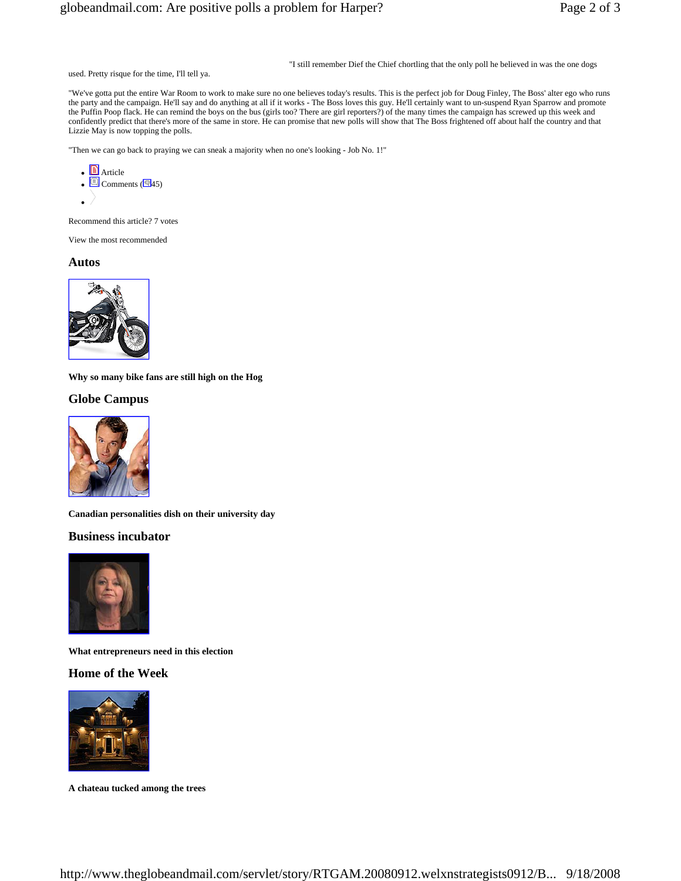"I still remember Dief the Chief chortling that the only poll he believed in was the one dogs used. Pretty risque for the time, I'll tell ya.

"We've gotta put the entire War Room to work to make sure no one believes today's results. This is the perfect job for Doug Finley, The Boss' alter ego who runs the party and the campaign. He'll say and do anything at all if it works - The Boss loves this guy. He'll certainly want to un-suspend Ryan Sparrow and promote the Puffin Poop flack. He can remind the boys on the bus (girls too? There are girl reporters?) of the many times the campaign has screwed up this week and confidently predict that there's more of the same in store. He can promise that new polls will show that The Boss frightened off about half the country and that Lizzie May is now topping the polls.

"Then we can go back to praying we can sneak a majority when no one's looking - Job No. 1!"

- Article
- Comments (45)

Recommend this article? 7 votes

View the most recommended

### Autos

**Why so many bike fans are still high on the Hog**

### Globe Campus

**Canadian personalities dish on their university day**

### Business incubator

**What entrepreneurs need in this election**

### Home of the Week

**A chateau tucked among the trees**